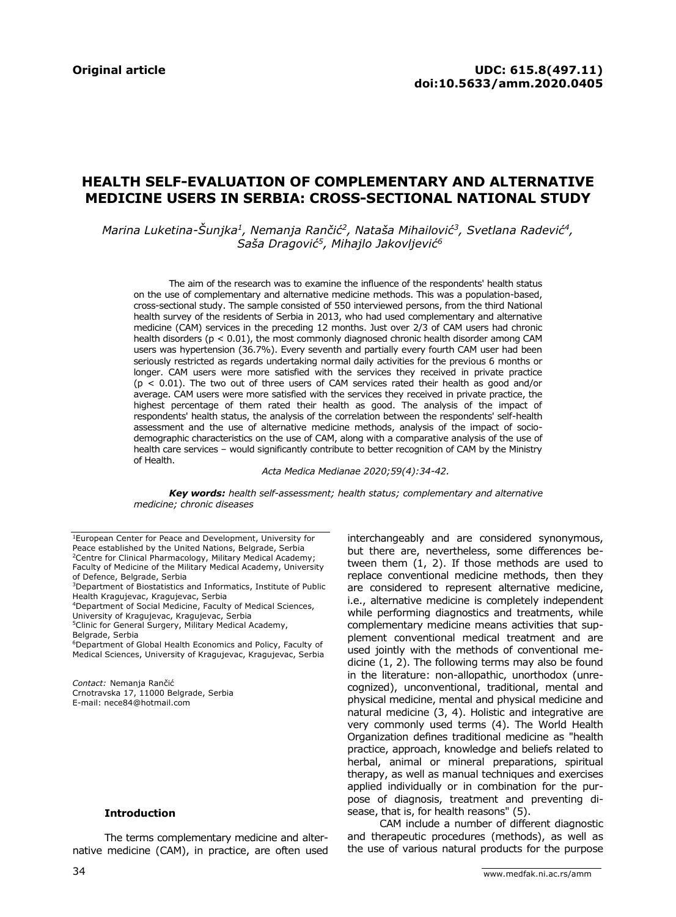**Original article**

**UDC: 615.8(497.11)**
**doi:10.5633/amm.2020.0405**

# HEALTH SELF-EVALUATION OF COMPLEMENTARY AND ALTERNATIVE MEDICINE USERS IN SERBIA: CROSS-SECTIONAL NATIONAL STUDY

*Marina Luketina-Šunjka[1], Nemanja Rančić[2], Nataša Mihailović[3], Svetlana Radević[4], Saša Dragović[5], Mihajlo Jakovljević[6]*

The aim of the research was to examine the influence of the respondents' health status on the use of complementary and alternative medicine methods. This was a population-based, cross-sectional study. The sample consisted of 550 interviewed persons, from the third National health survey of the residents of Serbia in 2013, who had used complementary and alternative medicine (CAM) services in the preceding 12 months. Just over 2/3 of CAM users had chronic health disorders ($p < 0.01$), the most commonly diagnosed chronic health disorder among CAM users was hypertension (36.7%). Every seventh and partially every fourth CAM user had been seriously restricted as regards undertaking normal daily activities for the previous 6 months or longer. CAM users were more satisfied with the services they received in private practice ($p < 0.01$). The two out of three users of CAM services rated their health as good and/or average. CAM users were more satisfied with the services they received in private practice, the highest percentage of them rated their health as good. The analysis of the impact of respondents' health status, the analysis of the correlation between the respondents' self-health assessment and the use of alternative medicine methods, analysis of the impact of socio-demographic characteristics on the use of CAM, along with a comparative analysis of the use of health care services – would significantly contribute to better recognition of CAM by the Ministry of Health.

*Acta Medica Medianae 2020;59(4):34-42.*

***Key words:*** *health self-assessment; health status; complementary and alternative medicine; chronic diseases*

[1]European Center for Peace and Development, University for Peace established by the United Nations, Belgrade, Serbia
[2]Centre for Clinical Pharmacology, Military Medical Academy; Faculty of Medicine of the Military Medical Academy, University of Defence, Belgrade, Serbia
[3]Department of Biostatistics and Informatics, Institute of Public Health Kragujevac, Kragujevac, Serbia
[4]Department of Social Medicine, Faculty of Medical Sciences, University of Kragujevac, Kragujevac, Serbia
[5]Clinic for General Surgery, Military Medical Academy, Belgrade, Serbia
[6]Department of Global Health Economics and Policy, Faculty of Medical Sciences, University of Kragujevac, Kragujevac, Serbia

*Contact:* Nemanja Rančić
Crnotravska 17, 11000 Belgrade, Serbia
E-mail: nece84@hotmail.com

### Introduction

The terms complementary medicine and alternative medicine (CAM), in practice, are often used interchangeably and are considered synonymous, but there are, nevertheless, some differences between them (1, 2). If those methods are used to replace conventional medicine methods, then they are considered to represent alternative medicine, i.e., alternative medicine is completely independent while performing diagnostics and treatments, while complementary medicine means activities that supplement conventional medical treatment and are used jointly with the methods of conventional medicine (1, 2). The following terms may also be found in the literature: non-allopathic, unorthodox (unrecognized), unconventional, traditional, mental and physical medicine, mental and physical medicine and natural medicine (3, 4). Holistic and integrative are very commonly used terms (4). The World Health Organization defines traditional medicine as "health practice, approach, knowledge and beliefs related to herbal, animal or mineral preparations, spiritual therapy, as well as manual techniques and exercises applied individually or in combination for the purpose of diagnosis, treatment and preventing disease, that is, for health reasons" (5).

CAM include a number of different diagnostic and therapeutic procedures (methods), as well as the use of various natural products for the purpose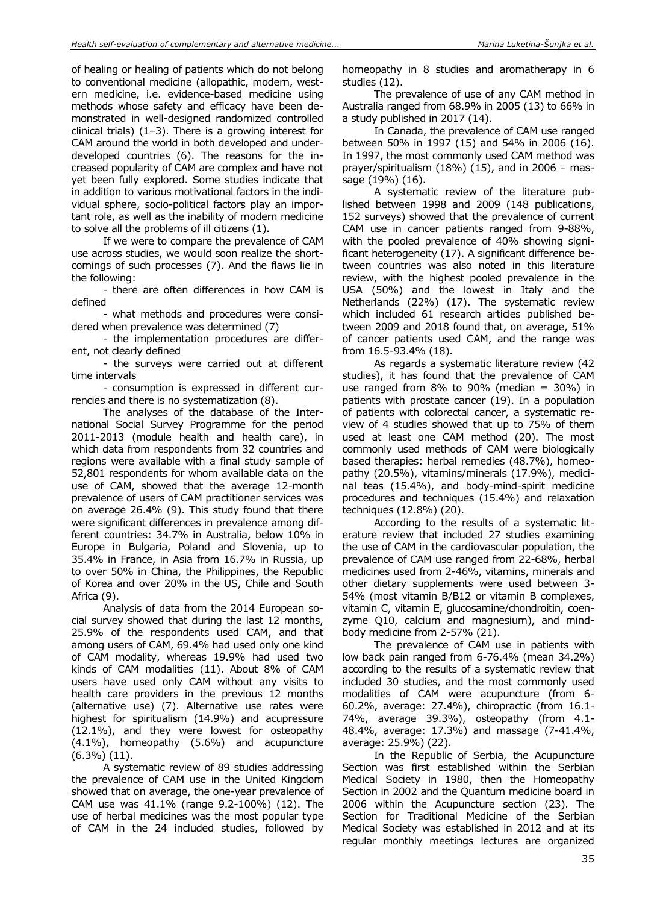of healing or healing of patients which do not belong to conventional medicine (allopathic, modern, western medicine, i.e. evidence-based medicine using methods whose safety and efficacy have been demonstrated in well-designed randomized controlled clinical trials) (1–3). There is a growing interest for CAM around the world in both developed and underdeveloped countries (6). The reasons for the increased popularity of CAM are complex and have not yet been fully explored. Some studies indicate that in addition to various motivational factors in the individual sphere, socio-political factors play an important role, as well as the inability of modern medicine to solve all the problems of ill citizens (1).

If we were to compare the prevalence of CAM use across studies, we would soon realize the shortcomings of such processes (7). And the flaws lie in the following:

- there are often differences in how CAM is defined
- what methods and procedures were considered when prevalence was determined (7)
- the implementation procedures are different, not clearly defined
- the surveys were carried out at different time intervals
- consumption is expressed in different currencies and there is no systematization (8).

The analyses of the database of the International Social Survey Programme for the period 2011-2013 (module health and health care), in which data from respondents from 32 countries and regions were available with a final study sample of 52,801 respondents for whom available data on the use of CAM, showed that the average 12-month prevalence of users of CAM practitioner services was on average 26.4% (9). This study found that there were significant differences in prevalence among different countries: 34.7% in Australia, below 10% in Europe in Bulgaria, Poland and Slovenia, up to 35.4% in France, in Asia from 16.7% in Russia, up to over 50% in China, the Philippines, the Republic of Korea and over 20% in the US, Chile and South Africa (9).

Analysis of data from the 2014 European social survey showed that during the last 12 months, 25.9% of the respondents used CAM, and that among users of CAM, 69.4% had used only one kind of CAM modality, whereas 19.9% had used two kinds of CAM modalities (11). About 8% of CAM users have used only CAM without any visits to health care providers in the previous 12 months (alternative use) (7). Alternative use rates were highest for spiritualism (14.9%) and acupressure (12.1%), and they were lowest for osteopathy (4.1%), homeopathy (5.6%) and acupuncture (6.3%) (11).

A systematic review of 89 studies addressing the prevalence of CAM use in the United Kingdom showed that on average, the one-year prevalence of CAM use was 41.1% (range 9.2-100%) (12). The use of herbal medicines was the most popular type of CAM in the 24 included studies, followed by homeopathy in 8 studies and aromatherapy in 6 studies (12).

The prevalence of use of any CAM method in Australia ranged from 68.9% in 2005 (13) to 66% in a study published in 2017 (14).

In Canada, the prevalence of CAM use ranged between 50% in 1997 (15) and 54% in 2006 (16). In 1997, the most commonly used CAM method was prayer/spiritualism (18%) (15), and in 2006 – massage (19%) (16).

A systematic review of the literature published between 1998 and 2009 (148 publications, 152 surveys) showed that the prevalence of current CAM use in cancer patients ranged from 9-88%, with the pooled prevalence of 40% showing significant heterogeneity (17). A significant difference between countries was also noted in this literature review, with the highest pooled prevalence in the USA (50%) and the lowest in Italy and the Netherlands (22%) (17). The systematic review which included 61 research articles published between 2009 and 2018 found that, on average, 51% of cancer patients used CAM, and the range was from 16.5-93.4% (18).

As regards a systematic literature review (42 studies), it has found that the prevalence of CAM use ranged from 8% to 90% (median = 30%) in patients with prostate cancer (19). In a population of patients with colorectal cancer, a systematic review of 4 studies showed that up to 75% of them used at least one CAM method (20). The most commonly used methods of CAM were biologically based therapies: herbal remedies (48.7%), homeopathy (20.5%), vitamins/minerals (17.9%), medicinal teas (15.4%), and body-mind-spirit medicine procedures and techniques (15.4%) and relaxation techniques (12.8%) (20).

According to the results of a systematic literature review that included 27 studies examining the use of CAM in the cardiovascular population, the prevalence of CAM use ranged from 22-68%, herbal medicines used from 2-46%, vitamins, minerals and other dietary supplements were used between 3-54% (most vitamin B/B12 or vitamin B complexes, vitamin C, vitamin E, glucosamine/chondroitin, coenzyme Q10, calcium and magnesium), and mind-body medicine from 2-57% (21).

The prevalence of CAM use in patients with low back pain ranged from 6-76.4% (mean 34.2%) according to the results of a systematic review that included 30 studies, and the most commonly used modalities of CAM were acupuncture (from 6-60.2%, average: 27.4%), chiropractic (from 16.1-74%, average 39.3%), osteopathy (from 4.1-48.4%, average: 17.3%) and massage (7-41.4%, average: 25.9%) (22).

In the Republic of Serbia, the Acupuncture Section was first established within the Serbian Medical Society in 1980, then the Homeopathy Section in 2002 and the Quantum medicine board in 2006 within the Acupuncture section (23). The Section for Traditional Medicine of the Serbian Medical Society was established in 2012 and at its regular monthly meetings lectures are organized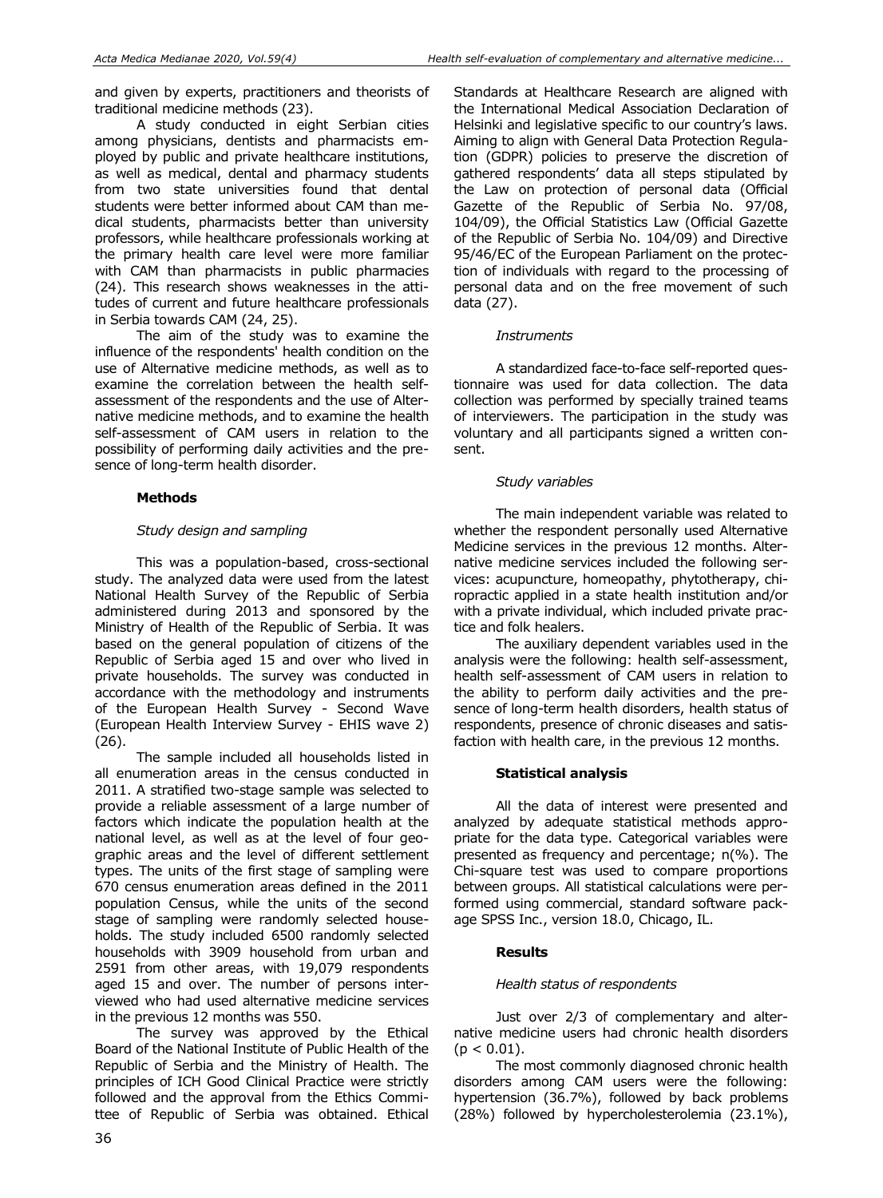and given by experts, practitioners and theorists of traditional medicine methods (23).

A study conducted in eight Serbian cities among physicians, dentists and pharmacists employed by public and private healthcare institutions, as well as medical, dental and pharmacy students from two state universities found that dental students were better informed about CAM than medical students, pharmacists better than university professors, while healthcare professionals working at the primary health care level were more familiar with CAM than pharmacists in public pharmacies (24). This research shows weaknesses in the attitudes of current and future healthcare professionals in Serbia towards CAM (24, 25).

The aim of the study was to examine the influence of the respondents' health condition on the use of Alternative medicine methods, as well as to examine the correlation between the health self-assessment of the respondents and the use of Alternative medicine methods, and to examine the health self-assessment of CAM users in relation to the possibility of performing daily activities and the presence of long-term health disorder.

**Methods**

*Study design and sampling*

This was a population-based, cross-sectional study. The analyzed data were used from the latest National Health Survey of the Republic of Serbia administered during 2013 and sponsored by the Ministry of Health of the Republic of Serbia. It was based on the general population of citizens of the Republic of Serbia aged 15 and over who lived in private households. The survey was conducted in accordance with the methodology and instruments of the European Health Survey - Second Wave (European Health Interview Survey - EHIS wave 2) (26).

The sample included all households listed in all enumeration areas in the census conducted in 2011. A stratified two-stage sample was selected to provide a reliable assessment of a large number of factors which indicate the population health at the national level, as well as at the level of four geographic areas and the level of different settlement types. The units of the first stage of sampling were 670 census enumeration areas defined in the 2011 population Census, while the units of the second stage of sampling were randomly selected households. The study included 6500 randomly selected households with 3909 household from urban and 2591 from other areas, with 19,079 respondents aged 15 and over. The number of persons interviewed who had used alternative medicine services in the previous 12 months was 550.

The survey was approved by the Ethical Board of the National Institute of Public Health of the Republic of Serbia and the Ministry of Health. The principles of ICH Good Clinical Practice were strictly followed and the approval from the Ethics Committee of Republic of Serbia was obtained. Ethical Standards at Healthcare Research are aligned with the International Medical Association Declaration of Helsinki and legislative specific to our country's laws. Aiming to align with General Data Protection Regulation (GDPR) policies to preserve the discretion of gathered respondents' data all steps stipulated by the Law on protection of personal data (Official Gazette of the Republic of Serbia No. 97/08, 104/09), the Official Statistics Law (Official Gazette of the Republic of Serbia No. 104/09) and Directive 95/46/EC of the European Parliament on the protection of individuals with regard to the processing of personal data and on the free movement of such data (27).

*Instruments*

A standardized face-to-face self-reported questionnaire was used for data collection. The data collection was performed by specially trained teams of interviewers. The participation in the study was voluntary and all participants signed a written consent.

*Study variables*

The main independent variable was related to whether the respondent personally used Alternative Medicine services in the previous 12 months. Alternative medicine services included the following services: acupuncture, homeopathy, phytotherapy, chiropractic applied in a state health institution and/or with a private individual, which included private practice and folk healers.

The auxiliary dependent variables used in the analysis were the following: health self-assessment, health self-assessment of CAM users in relation to the ability to perform daily activities and the presence of long-term health disorders, health status of respondents, presence of chronic diseases and satisfaction with health care, in the previous 12 months.

**Statistical analysis**

All the data of interest were presented and analyzed by adequate statistical methods appropriate for the data type. Categorical variables were presented as frequency and percentage; n(%). The Chi-square test was used to compare proportions between groups. All statistical calculations were performed using commercial, standard software package SPSS Inc., version 18.0, Chicago, IL.

**Results**

*Health status of respondents*

Just over 2/3 of complementary and alternative medicine users had chronic health disorders ($p < 0.01$).

The most commonly diagnosed chronic health disorders among CAM users were the following: hypertension (36.7%), followed by back problems (28%) followed by hypercholesterolemia (23.1%),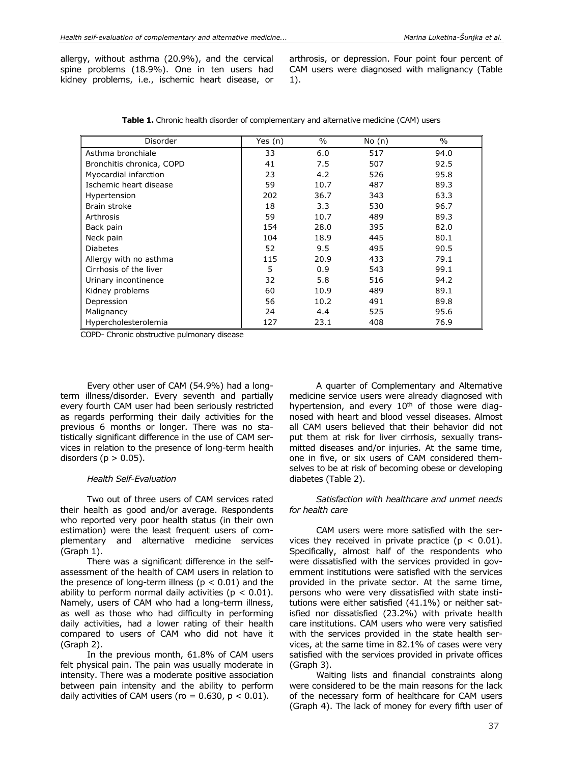allergy, without asthma (20.9%), and the cervical spine problems (18.9%). One in ten users had kidney problems, i.e., ischemic heart disease, or arthrosis, or depression. Four point four percent of CAM users were diagnosed with malignancy (Table 1).

**Table 1.** Chronic health disorder of complementary and alternative medicine (CAM) users

| Disorder | Yes (n) | % | No (n) | % |
|---|---|---|---|---|
| Asthma bronchiale | 33 | 6.0 | 517 | 94.0 |
| Bronchitis chronica, COPD | 41 | 7.5 | 507 | 92.5 |
| Myocardial infarction | 23 | 4.2 | 526 | 95.8 |
| Ischemic heart disease | 59 | 10.7 | 487 | 89.3 |
| Hypertension | 202 | 36.7 | 343 | 63.3 |
| Brain stroke | 18 | 3.3 | 530 | 96.7 |
| Arthrosis | 59 | 10.7 | 489 | 89.3 |
| Back pain | 154 | 28.0 | 395 | 82.0 |
| Neck pain | 104 | 18.9 | 445 | 80.1 |
| Diabetes | 52 | 9.5 | 495 | 90.5 |
| Allergy with no asthma | 115 | 20.9 | 433 | 79.1 |
| Cirrhosis of the liver | 5 | 0.9 | 543 | 99.1 |
| Urinary incontinence | 32 | 5.8 | 516 | 94.2 |
| Kidney problems | 60 | 10.9 | 489 | 89.1 |
| Depression | 56 | 10.2 | 491 | 89.8 |
| Malignancy | 24 | 4.4 | 525 | 95.6 |
| Hypercholesterolemia | 127 | 23.1 | 408 | 76.9 |

COPD- Chronic obstructive pulmonary disease

Every other user of CAM (54.9%) had a long-term illness/disorder. Every seventh and partially every fourth CAM user had been seriously restricted as regards performing their daily activities for the previous 6 months or longer. There was no statistically significant difference in the use of CAM services in relation to the presence of long-term health disorders ($p > 0.05$).

*Health Self-Evaluation*

Two out of three users of CAM services rated their health as good and/or average. Respondents who reported very poor health status (in their own estimation) were the least frequent users of complementary and alternative medicine services (Graph 1).

There was a significant difference in the self-assessment of the health of CAM users in relation to the presence of long-term illness ($p < 0.01$) and the ability to perform normal daily activities ($p < 0.01$). Namely, users of CAM who had a long-term illness, as well as those who had difficulty in performing daily activities, had a lower rating of their health compared to users of CAM who did not have it (Graph 2).

In the previous month, 61.8% of CAM users felt physical pain. The pain was usually moderate in intensity. There was a moderate positive association between pain intensity and the ability to perform daily activities of CAM users (ro = 0.630, $p < 0.01$).

A quarter of Complementary and Alternative medicine service users were already diagnosed with hypertension, and every 10th of those were diagnosed with heart and blood vessel diseases. Almost all CAM users believed that their behavior did not put them at risk for liver cirrhosis, sexually transmitted diseases and/or injuries. At the same time, one in five, or six users of CAM considered themselves to be at risk of becoming obese or developing diabetes (Table 2).

*Satisfaction with healthcare and unmet needs for health care*

CAM users were more satisfied with the services they received in private practice ($p < 0.01$). Specifically, almost half of the respondents who were dissatisfied with the services provided in government institutions were satisfied with the services provided in the private sector. At the same time, persons who were very dissatisfied with state institutions were either satisfied (41.1%) or neither satisfied nor dissatisfied (23.2%) with private health care institutions. CAM users who were very satisfied with the services provided in the state health services, at the same time in 82.1% of cases were very satisfied with the services provided in private offices (Graph 3).

Waiting lists and financial constraints along were considered to be the main reasons for the lack of the necessary form of healthcare for CAM users (Graph 4). The lack of money for every fifth user of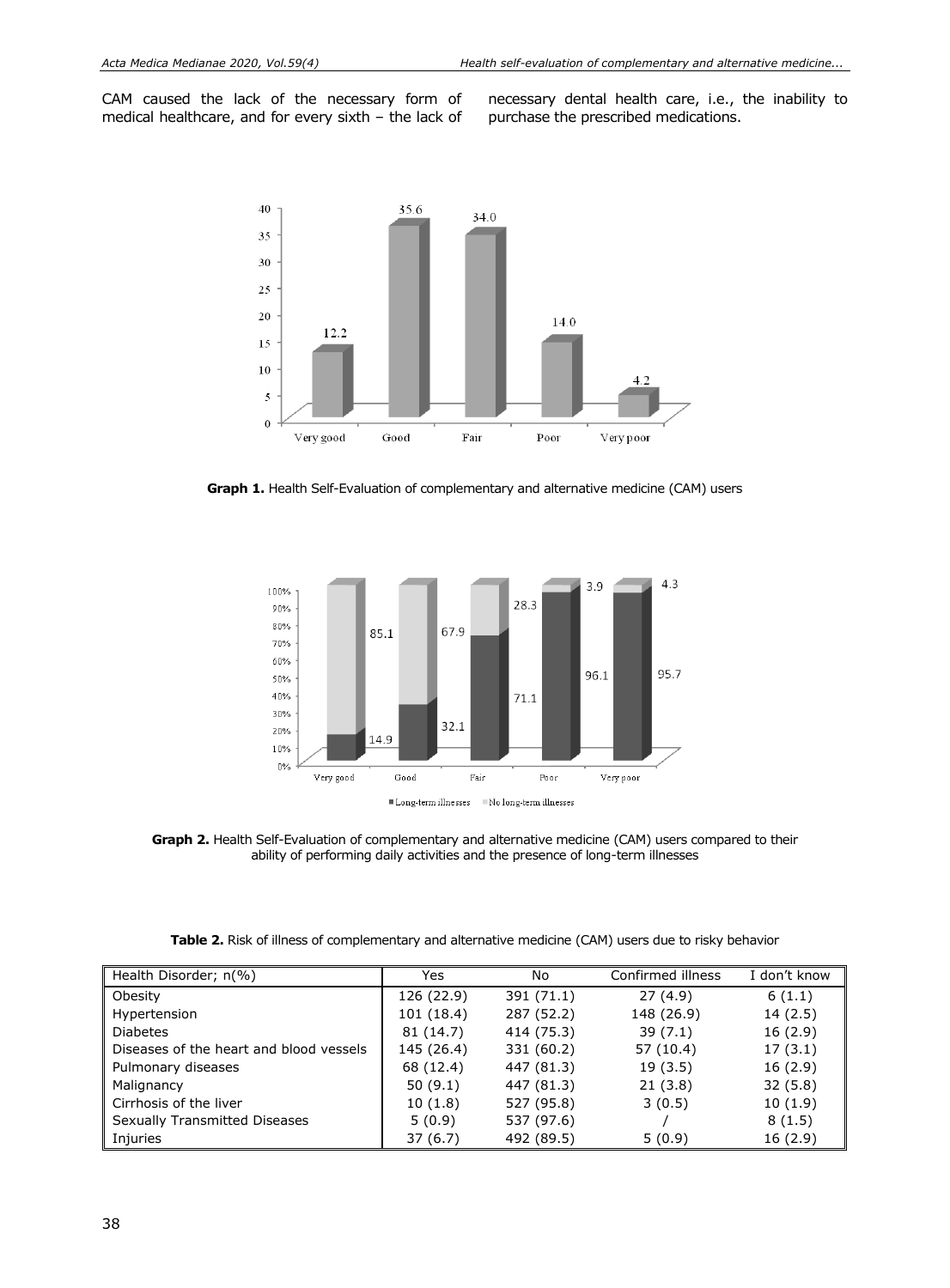CAM caused the lack of the necessary form of medical healthcare, and for every sixth – the lack of necessary dental health care, i.e., the inability to purchase the prescribed medications.

**Graph 1.** Health Self-Evaluation of complementary and alternative medicine (CAM) users

**Graph 2.** Health Self-Evaluation of complementary and alternative medicine (CAM) users compared to their ability of performing daily activities and the presence of long-term illnesses

**Table 2.** Risk of illness of complementary and alternative medicine (CAM) users due to risky behavior

| Health Disorder; n(%) | Yes | No | Confirmed illness | I don't know |
|---|---|---|---|---|
| Obesity | 126 (22.9) | 391 (71.1) | 27 (4.9) | 6 (1.1) |
| Hypertension | 101 (18.4) | 287 (52.2) | 148 (26.9) | 14 (2.5) |
| Diabetes | 81 (14.7) | 414 (75.3) | 39 (7.1) | 16 (2.9) |
| Diseases of the heart and blood vessels | 145 (26.4) | 331 (60.2) | 57 (10.4) | 17 (3.1) |
| Pulmonary diseases | 68 (12.4) | 447 (81.3) | 19 (3.5) | 16 (2.9) |
| Malignancy | 50 (9.1) | 447 (81.3) | 21 (3.8) | 32 (5.8) |
| Cirrhosis of the liver | 10 (1.8) | 527 (95.8) | 3 (0.5) | 10 (1.9) |
| Sexually Transmitted Diseases | 5 (0.9) | 537 (97.6) | / | 8 (1.5) |
| Injuries | 37 (6.7) | 492 (89.5) | 5 (0.9) | 16 (2.9) |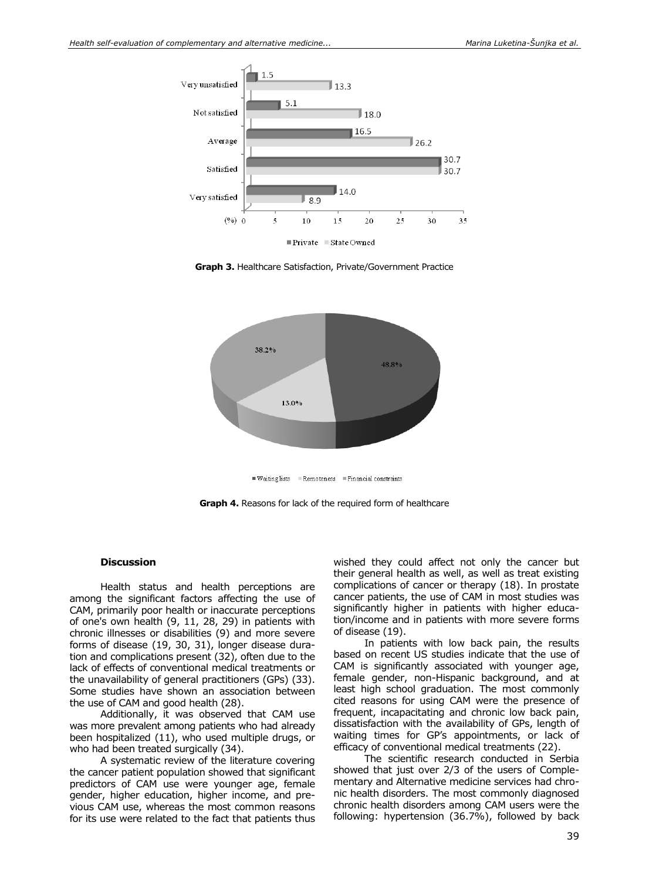**Graph 3.** Healthcare Satisfaction, Private/Government Practice

**Graph 4.** Reasons for lack of the required form of healthcare

### Discussion

Health status and health perceptions are among the significant factors affecting the use of CAM, primarily poor health or inaccurate perceptions of one's own health (9, 11, 28, 29) in patients with chronic illnesses or disabilities (9) and more severe forms of disease (19, 30, 31), longer disease duration and complications present (32), often due to the lack of effects of conventional medical treatments or the unavailability of general practitioners (GPs) (33). Some studies have shown an association between the use of CAM and good health (28).

Additionally, it was observed that CAM use was more prevalent among patients who had already been hospitalized (11), who used multiple drugs, or who had been treated surgically (34).

A systematic review of the literature covering the cancer patient population showed that significant predictors of CAM use were younger age, female gender, higher education, higher income, and previous CAM use, whereas the most common reasons for its use were related to the fact that patients thus wished they could affect not only the cancer but their general health as well, as well as treat existing complications of cancer or therapy (18). In prostate cancer patients, the use of CAM in most studies was significantly higher in patients with higher education/income and in patients with more severe forms of disease (19).

In patients with low back pain, the results based on recent US studies indicate that the use of CAM is significantly associated with younger age, female gender, non-Hispanic background, and at least high school graduation. The most commonly cited reasons for using CAM were the presence of frequent, incapacitating and chronic low back pain, dissatisfaction with the availability of GPs, length of waiting times for GP's appointments, or lack of efficacy of conventional medical treatments (22).

The scientific research conducted in Serbia showed that just over 2/3 of the users of Complementary and Alternative medicine services had chronic health disorders. The most commonly diagnosed chronic health disorders among CAM users were the following: hypertension (36.7%), followed by back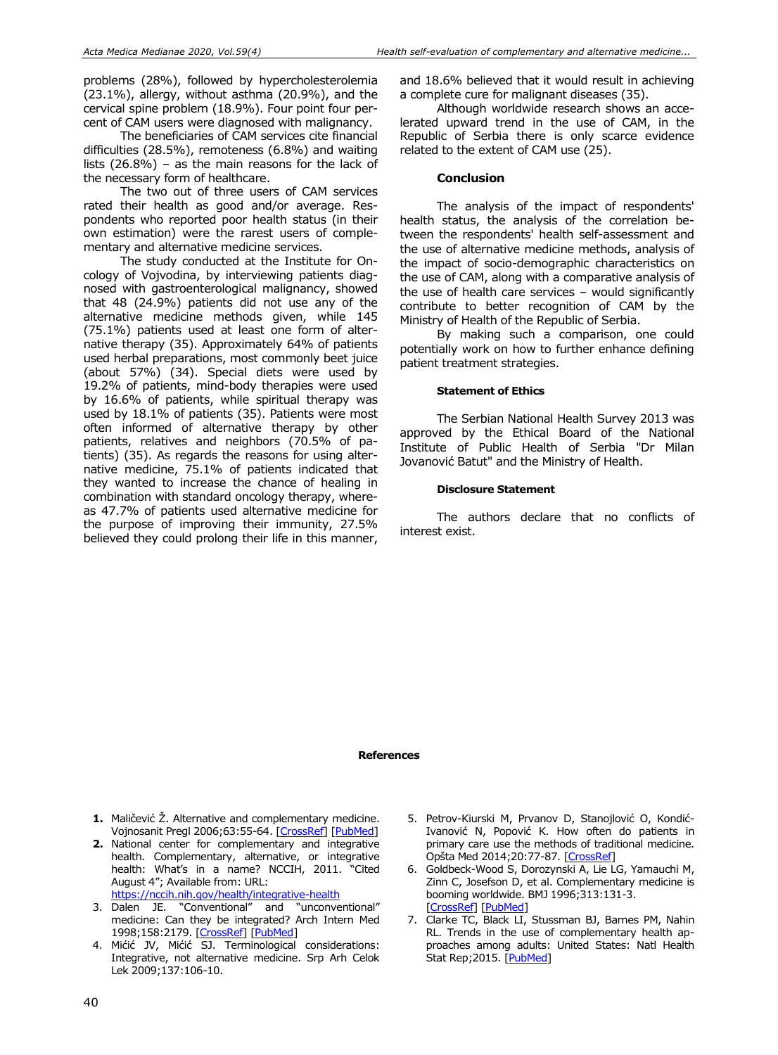problems (28%), followed by hypercholesterolemia (23.1%), allergy, without asthma (20.9%), and the cervical spine problem (18.9%). Four point four percent of CAM users were diagnosed with malignancy.

The beneficiaries of CAM services cite financial difficulties (28.5%), remoteness (6.8%) and waiting lists (26.8%) – as the main reasons for the lack of the necessary form of healthcare.

The two out of three users of CAM services rated their health as good and/or average. Respondents who reported poor health status (in their own estimation) were the rarest users of complementary and alternative medicine services.

The study conducted at the Institute for Oncology of Vojvodina, by interviewing patients diagnosed with gastroenterological malignancy, showed that 48 (24.9%) patients did not use any of the alternative medicine methods given, while 145 (75.1%) patients used at least one form of alternative therapy (35). Approximately 64% of patients used herbal preparations, most commonly beet juice (about 57%) (34). Special diets were used by 19.2% of patients, mind-body therapies were used by 16.6% of patients, while spiritual therapy was used by 18.1% of patients (35). Patients were most often informed of alternative therapy by other patients, relatives and neighbors (70.5% of patients) (35). As regards the reasons for using alternative medicine, 75.1% of patients indicated that they wanted to increase the chance of healing in combination with standard oncology therapy, whereas 47.7% of patients used alternative medicine for the purpose of improving their immunity, 27.5% believed they could prolong their life in this manner, and 18.6% believed that it would result in achieving a complete cure for malignant diseases (35).

Although worldwide research shows an accelerated upward trend in the use of CAM, in the Republic of Serbia there is only scarce evidence related to the extent of CAM use (25).

## Conclusion

The analysis of the impact of respondents' health status, the analysis of the correlation between the respondents' health self-assessment and the use of alternative medicine methods, analysis of the impact of socio-demographic characteristics on the use of CAM, along with a comparative analysis of the use of health care services – would significantly contribute to better recognition of CAM by the Ministry of Health of the Republic of Serbia.

By making such a comparison, one could potentially work on how to further enhance defining patient treatment strategies.

### Statement of Ethics

The Serbian National Health Survey 2013 was approved by the Ethical Board of the National Institute of Public Health of Serbia "Dr Milan Jovanović Batut" and the Ministry of Health.

### Disclosure Statement

The authors declare that no conflicts of interest exist.

## References

1. Maličević Ž. Alternative and complementary medicine. Vojnosanit Pregl 2006;63:55-64. [CrossRef] [PubMed]
2. National center for complementary and integrative health. Complementary, alternative, or integrative health: What's in a name? NCCIH, 2011. "Cited August 4"; Available from: URL: https://nccih.nih.gov/health/integrative-health
3. Dalen JE. "Conventional" and "unconventional" medicine: Can they be integrated? Arch Intern Med 1998;158:2179. [CrossRef] [PubMed]
4. Mićić JV, Mićić SJ. Terminological considerations: Integrative, not alternative medicine. Srp Arh Celok Lek 2009;137:106-10.
5. Petrov-Kiurski M, Prvanov D, Stanojlović O, Kondić-Ivanović N, Popović K. How often do patients in primary care use the methods of traditional medicine. Opšta Med 2014;20:77-87. [CrossRef]
6. Goldbeck-Wood S, Dorozynski A, Lie LG, Yamauchi M, Zinn C, Josefson D, et al. Complementary medicine is booming worldwide. BMJ 1996;313:131-3. [CrossRef] [PubMed]
7. Clarke TC, Black LI, Stussman BJ, Barnes PM, Nahin RL. Trends in the use of complementary health approaches among adults: United States: Natl Health Stat Rep;2015. [PubMed]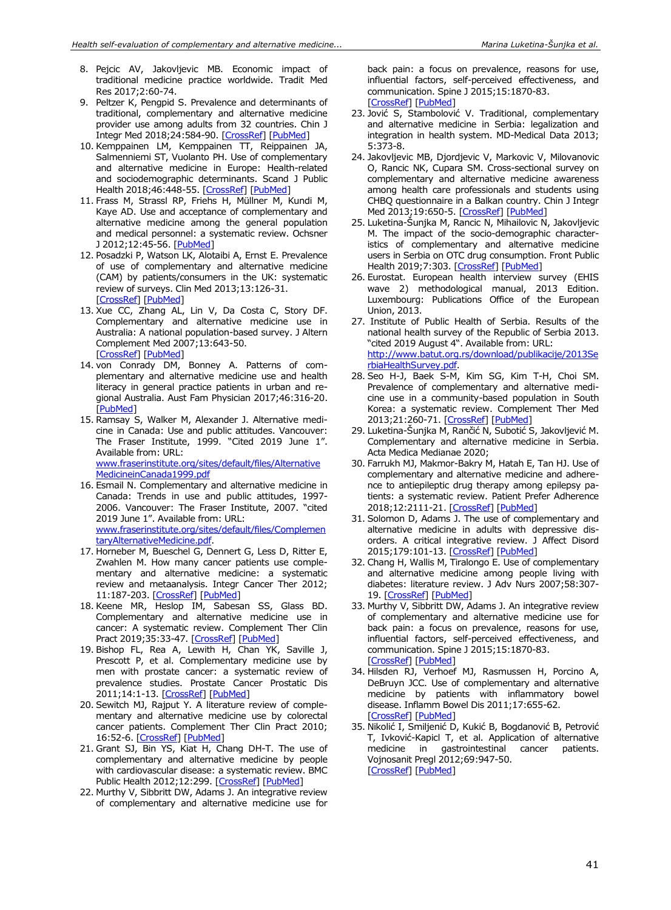8. Pejcic AV, Jakovljevic MB. Economic impact of traditional medicine practice worldwide. Tradit Med Res 2017;2:60-74.
9. Peltzer K, Pengpid S. Prevalence and determinants of traditional, complementary and alternative medicine provider use among adults from 32 countries. Chin J Integr Med 2018;24:584-90. [CrossRef] [PubMed]
10. Kemppainen LM, Kemppainen TT, Reippainen JA, Salmenniemi ST, Vuolanto PH. Use of complementary and alternative medicine in Europe: Health-related and sociodemographic determinants. Scand J Public Health 2018;46:448-55. [CrossRef] [PubMed]
11. Frass M, Strassl RP, Friehs H, Müllner M, Kundi M, Kaye AD. Use and acceptance of complementary and alternative medicine among the general population and medical personnel: a systematic review. Ochsner J 2012;12:45-56. [PubMed]
12. Posadzki P, Watson LK, Alotaibi A, Ernst E. Prevalence of use of complementary and alternative medicine (CAM) by patients/consumers in the UK: systematic review of surveys. Clin Med 2013;13:126-31. [CrossRef] [PubMed]
13. Xue CC, Zhang AL, Lin V, Da Costa C, Story DF. Complementary and alternative medicine use in Australia: A national population-based survey. J Altern Complement Med 2007;13:643-50. [CrossRef] [PubMed]
14. von Conrady DM, Bonney A. Patterns of complementary and alternative medicine use and health literacy in general practice patients in urban and regional Australia. Aust Fam Physician 2017;46:316-20. [PubMed]
15. Ramsay S, Walker M, Alexander J. Alternative medicine in Canada: Use and public attitudes. Vancouver: The Fraser Institute, 1999. "Cited 2019 June 1". Available from: URL: www.fraserinstitute.org/sites/default/files/AlternativeMedicineinCanada1999.pdf
16. Esmail N. Complementary and alternative medicine in Canada: Trends in use and public attitudes, 1997-2006. Vancouver: The Fraser Institute, 2007. "cited 2019 June 1". Available from: URL: www.fraserinstitute.org/sites/default/files/ComplementaryAlternativeMedicine.pdf.
17. Horneber M, Bueschel G, Dennert G, Less D, Ritter E, Zwahlen M. How many cancer patients use complementary and alternative medicine: a systematic review and metaanalysis. Integr Cancer Ther 2012; 11:187-203. [CrossRef] [PubMed]
18. Keene MR, Heslop IM, Sabesan SS, Glass BD. Complementary and alternative medicine use in cancer: A systematic review. Complement Ther Clin Pract 2019;35:33-47. [CrossRef] [PubMed]
19. Bishop FL, Rea A, Lewith H, Chan YK, Saville J, Prescott P, et al. Complementary medicine use by men with prostate cancer: a systematic review of prevalence studies. Prostate Cancer Prostatic Dis 2011;14:1-13. [CrossRef] [PubMed]
20. Sewitch MJ, Rajput Y. A literature review of complementary and alternative medicine use by colorectal cancer patients. Complement Ther Clin Pract 2010; 16:52-6. [CrossRef] [PubMed]
21. Grant SJ, Bin YS, Kiat H, Chang DH-T. The use of complementary and alternative medicine by people with cardiovascular disease: a systematic review. BMC Public Health 2012;12:299. [CrossRef] [PubMed]
22. Murthy V, Sibbritt DW, Adams J. An integrative review of complementary and alternative medicine use for back pain: a focus on prevalence, reasons for use, influential factors, self-perceived effectiveness, and communication. Spine J 2015;15:1870-83. [CrossRef] [PubMed]
23. Jović S, Stambolović V. Traditional, complementary and alternative medicine in Serbia: legalization and integration in health system. MD-Medical Data 2013; 5:373-8.
24. Jakovljevic MB, Djordjevic V, Markovic V, Milovanovic O, Rancic NK, Cupara SM. Cross-sectional survey on complementary and alternative medicine awareness among health care professionals and students using CHBQ questionnaire in a Balkan country. Chin J Integr Med 2013;19:650-5. [CrossRef] [PubMed]
25. Luketina-Šunjka M, Rancic N, Mihailovic N, Jakovljevic M. The impact of the socio-demographic characteristics of complementary and alternative medicine users in Serbia on OTC drug consumption. Front Public Health 2019;7:303. [CrossRef] [PubMed]
26. Eurostat. European health interview survey (EHIS wave 2) methodological manual, 2013 Edition. Luxembourg: Publications Office of the European Union, 2013.
27. Institute of Public Health of Serbia. Results of the national health survey of the Republic of Serbia 2013. "cited 2019 August 4". Available from: URL: http://www.batut.org.rs/download/publikacije/2013SerbiaHealthSurvey.pdf.
28. Seo H-J, Baek S-M, Kim SG, Kim T-H, Choi SM. Prevalence of complementary and alternative medicine use in a community-based population in South Korea: a systematic review. Complement Ther Med 2013;21:260-71. [CrossRef] [PubMed]
29. Luketina-Šunjka M, Rančić N, Subotić S, Jakovljević M. Complementary and alternative medicine in Serbia. Acta Medica Medianae 2020;
30. Farrukh MJ, Makmor-Bakry M, Hatah E, Tan HJ. Use of complementary and alternative medicine and adherence to antiepileptic drug therapy among epilepsy patients: a systematic review. Patient Prefer Adherence 2018;12:2111-21. [CrossRef] [PubMed]
31. Solomon D, Adams J. The use of complementary and alternative medicine in adults with depressive disorders. A critical integrative review. J Affect Disord 2015;179:101-13. [CrossRef] [PubMed]
32. Chang H, Wallis M, Tiralongo E. Use of complementary and alternative medicine among people living with diabetes: literature review. J Adv Nurs 2007;58:307-19. [CrossRef] [PubMed]
33. Murthy V, Sibbritt DW, Adams J. An integrative review of complementary and alternative medicine use for back pain: a focus on prevalence, reasons for use, influential factors, self-perceived effectiveness, and communication. Spine J 2015;15:1870-83. [CrossRef] [PubMed]
34. Hilsden RJ, Verhoef MJ, Rasmussen H, Porcino A, DeBruyn JCC. Use of complementary and alternative medicine by patients with inflammatory bowel disease. Inflamm Bowel Dis 2011;17:655-62. [CrossRef] [PubMed]
35. Nikolić I, Smiljenić D, Kukić B, Bogdanović B, Petrović T, Ivković-Kapicl T, et al. Application of alternative medicine in gastrointestinal cancer patients. Vojnosanit Pregl 2012;69:947-50. [CrossRef] [PubMed]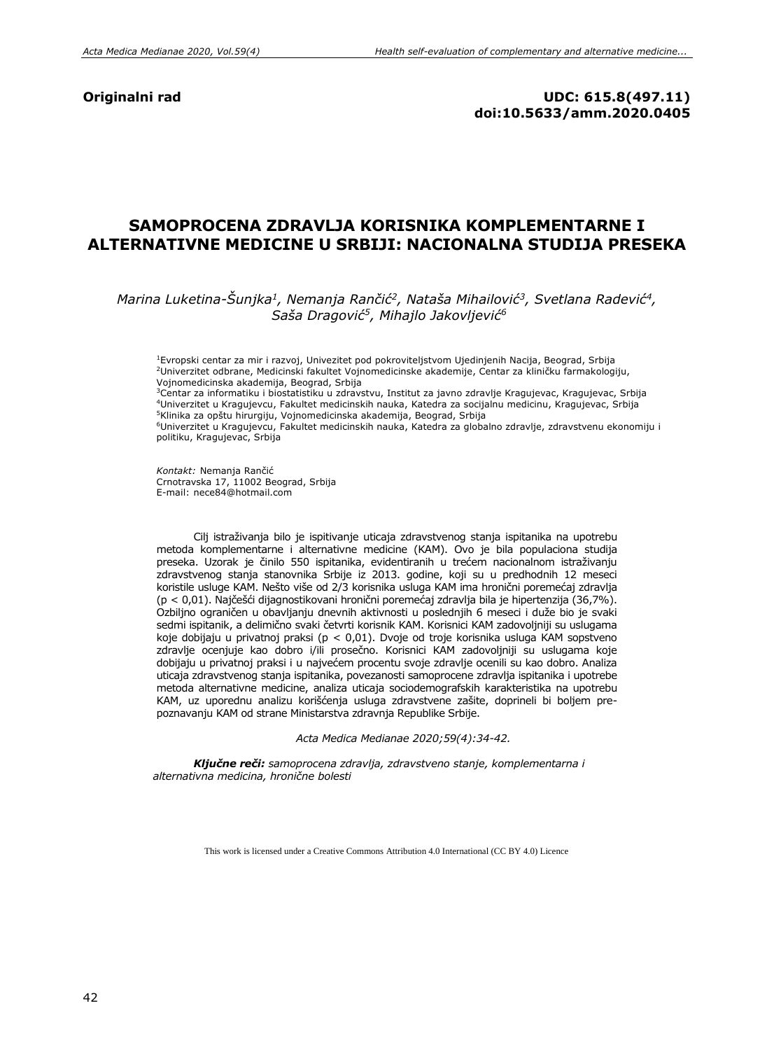**Originalni rad**

**UDC: 615.8(497.11)**
**doi:10.5633/amm.2020.0405**

# SAMOPROCENA ZDRAVLJA KORISNIKA KOMPLEMENTARNE I ALTERNATIVNE MEDICINE U SRBIJI: NACIONALNA STUDIJA PRESEKA

*Marina Luketina-Šunjka[1], Nemanja Rančić[2], Nataša Mihailović[3], Svetlana Radević[4], Saša Dragović[5], Mihajlo Jakovljević[6]*

[1]Evropski centar za mir i razvoj, Univezitet pod pokroviteljstvom Ujedinjenih Nacija, Beograd, Srbija
[2]Univerzitet odbrane, Medicinski fakultet Vojnomedicinske akademije, Centar za kliničku farmakologiju, Vojnomedicinska akademija, Beograd, Srbija
[3]Centar za informatiku i biostatistiku u zdravstvu, Institut za javno zdravlje Kragujevac, Kragujevac, Srbija
[4]Univerzitet u Kragujevcu, Fakultet medicinskih nauka, Katedra za socijalnu medicinu, Kragujevac, Srbija
[5]Klinika za opštu hirurgiju, Vojnomedicinska akademija, Beograd, Srbija
[6]Univerzitet u Kragujevcu, Fakultet medicinskih nauka, Katedra za globalno zdravlje, zdravstvenu ekonomiju i politiku, Kragujevac, Srbija

*Kontakt:* Nemanja Rančić
Crnotravska 17, 11002 Beograd, Srbija
E-mail: nece84@hotmail.com

Cilj istraživanja bilo je ispitivanje uticaja zdravstvenog stanja ispitanika na upotrebu metoda komplementarne i alternativne medicine (KAM). Ovo je bila populaciona studija preseka. Uzorak je činilo 550 ispitanika, evidentiranih u trećem nacionalnom istraživanju zdravstvenog stanja stanovnika Srbije iz 2013. godine, koji su u predhodnih 12 meseci koristile usluge KAM. Nešto više od 2/3 korisnika usluga KAM ima hronični poremećaj zdravlja ($p < 0,01$). Najčešći dijagnostikovani hronični poremećaj zdravlja bila je hipertenzija (36,7%). Ozbiljno ograničen u obavljanju dnevnih aktivnosti u poslednjih 6 meseci i duže bio je svaki sedmi ispitanik, a delimično svaki četvrti korisnik KAM. Korisnici KAM zadovoljniji su uslugama koje dobijaju u privatnoj praksi ($p < 0,01$). Dvoje od troje korisnika usluga KAM sopstveno zdravlje ocenjuje kao dobro i/ili prosečno. Korisnici KAM zadovoljniji su uslugama koje dobijaju u privatnoj praksi i u najvećem procentu svoje zdravlje ocenili su kao dobro. Analiza uticaja zdravstvenog stanja ispitanika, povezanosti samoprocene zdravlja ispitanika i upotrebe metoda alternativne medicine, analiza uticaja sociodemografskih karakteristika na upotrebu KAM, uz uporednu analizu korišćenja usluga zdravstvene zašite, doprineli bi boljem prepoznavanju KAM od strane Ministarstva zdravnja Republike Srbije.

*Acta Medica Medianae 2020;59(4):34-42.*

***Ključne reči:*** *samoprocena zdravlja, zdravstveno stanje, komplementarna i alternativna medicina, hronične bolesti*

This work is licensed under a Creative Commons Attribution 4.0 International (CC BY 4.0) Licence